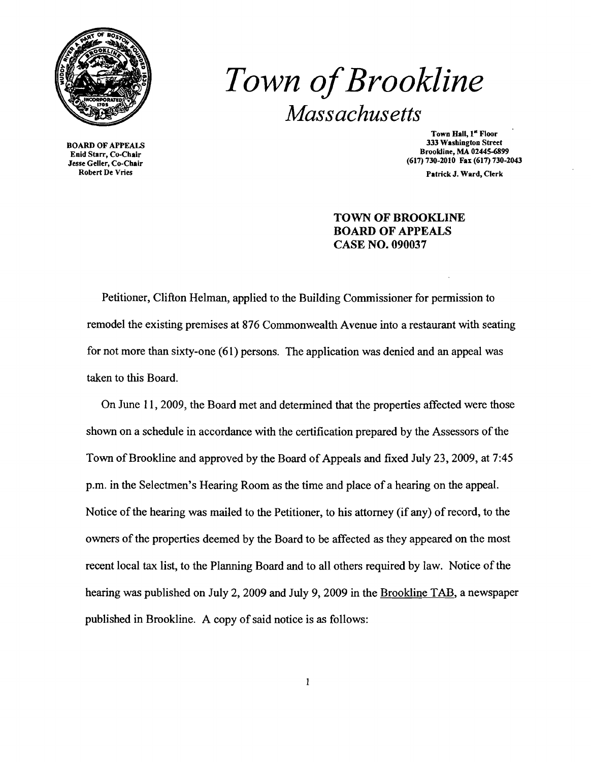# *Town of Brookline*

## *Massachusetts*

**BOARD OF APPEALS**
**Enid Starr, Co-Chair**
**Jesse Geller, Co-Chair**
**Robert De Vries**

**Town Hall, 1st Floor**
**333 Washington Street**
**Brookline, MA 02445-6899**
**(617) 730-2010 Fax (617) 730-2043**
**Patrick J. Ward, Clerk**

**TOWN OF BROOKLINE**
**BOARD OF APPEALS**
**CASE NO. 090037**

Petitioner, Clifton Helman, applied to the Building Commissioner for permission to remodel the existing premises at 876 Commonwealth Avenue into a restaurant with seating for not more than sixty-one (61) persons. The application was denied and an appeal was taken to this Board.

On June 11, 2009, the Board met and determined that the properties affected were those shown on a schedule in accordance with the certification prepared by the Assessors of the Town of Brookline and approved by the Board of Appeals and fixed July 23, 2009, at 7:45 p.m. in the Selectmen's Hearing Room as the time and place of a hearing on the appeal. Notice of the hearing was mailed to the Petitioner, to his attorney (if any) of record, to the owners of the properties deemed by the Board to be affected as they appeared on the most recent local tax list, to the Planning Board and to all others required by law. Notice of the hearing was published on July 2, 2009 and July 9, 2009 in the Brookline TAB, a newspaper published in Brookline. A copy of said notice is as follows: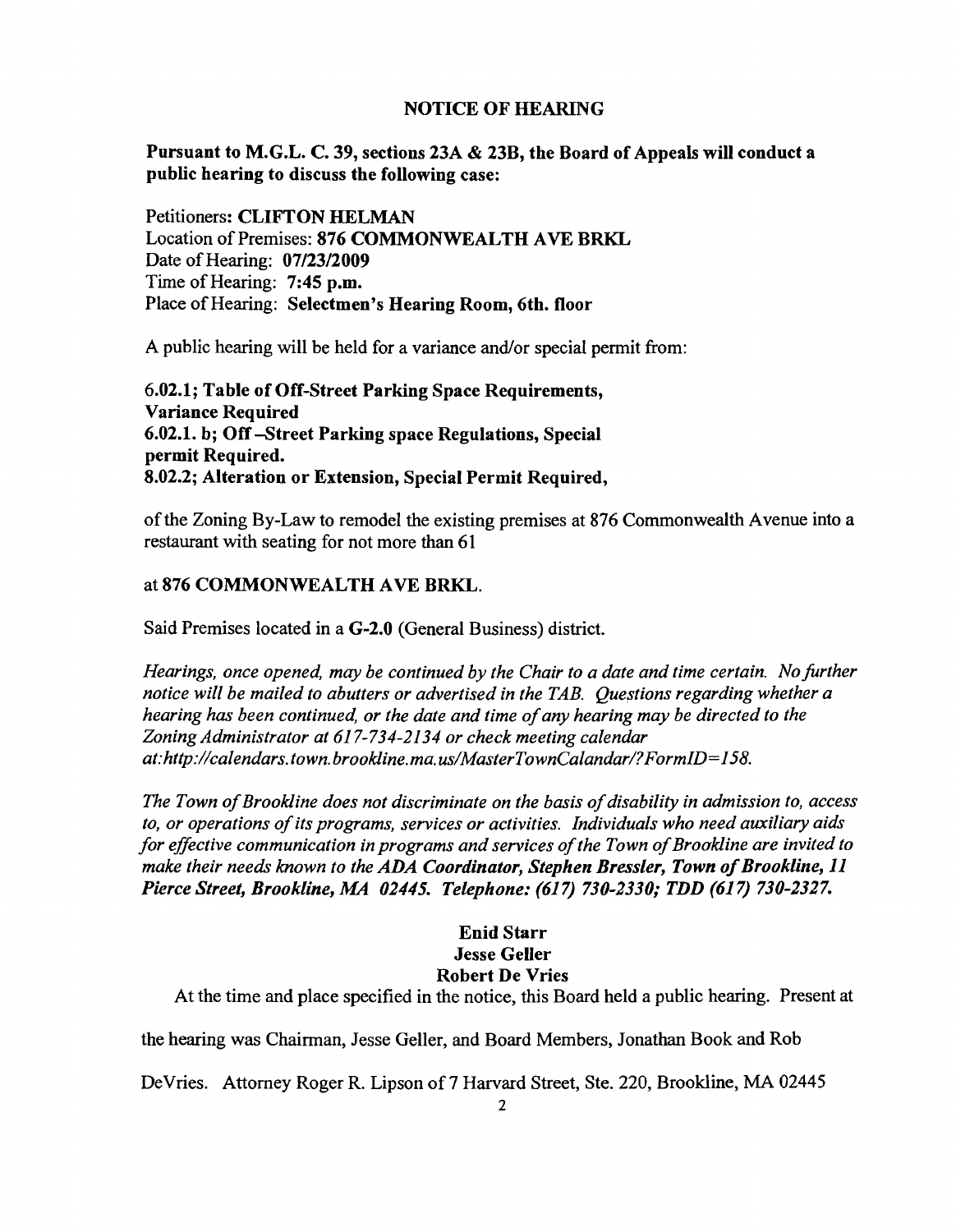## NOTICE OF HEARING

**Pursuant to M.G.L. C. 39, sections 23A & 23B, the Board of Appeals will conduct a public hearing to discuss the following case:**

Petitioners: **CLIFTON HELMAN**
Location of Premises: **876 COMMONWEALTH AVE BRKL**
Date of Hearing: **07/23/2009**
Time of Hearing: **7:45 p.m.**
Place of Hearing: **Selectmen's Hearing Room, 6th. floor**

A public hearing will be held for a variance and/or special permit from:

**6.02.1; Table of Off-Street Parking Space Requirements, Variance Required**
**6.02.1. b; Off –Street Parking space Regulations, Special permit Required.**
**8.02.2; Alteration or Extension, Special Permit Required,**

of the Zoning By-Law to remodel the existing premises at 876 Commonwealth Avenue into a restaurant with seating for not more than 61

at **876 COMMONWEALTH AVE BRKL.**

Said Premises located in a **G-2.0** (General Business) district.

*Hearings, once opened, may be continued by the Chair to a date and time certain. No further notice will be mailed to abutters or advertised in the TAB. Questions regarding whether a hearing has been continued, or the date and time of any hearing may be directed to the Zoning Administrator at 617-734-2134 or check meeting calendar at:http://calendars.town.brookline.ma.us/MasterTownCalandar/?FormID=158.*

*The Town of Brookline does not discriminate on the basis of disability in admission to, access to, or operations of its programs, services or activities. Individuals who need auxiliary aids for effective communication in programs and services of the Town of Brookline are invited to make their needs known to the **ADA Coordinator, Stephen Bressler, Town of Brookline, 11 Pierce Street, Brookline, MA 02445. Telephone: (617) 730-2330; TDD (617) 730-2327.***

**Enid Starr**
**Jesse Geller**
**Robert De Vries**

At the time and place specified in the notice, this Board held a public hearing. Present at the hearing was Chairman, Jesse Geller, and Board Members, Jonathan Book and Rob DeVries. Attorney Roger R. Lipson of 7 Harvard Street, Ste. 220, Brookline, MA 02445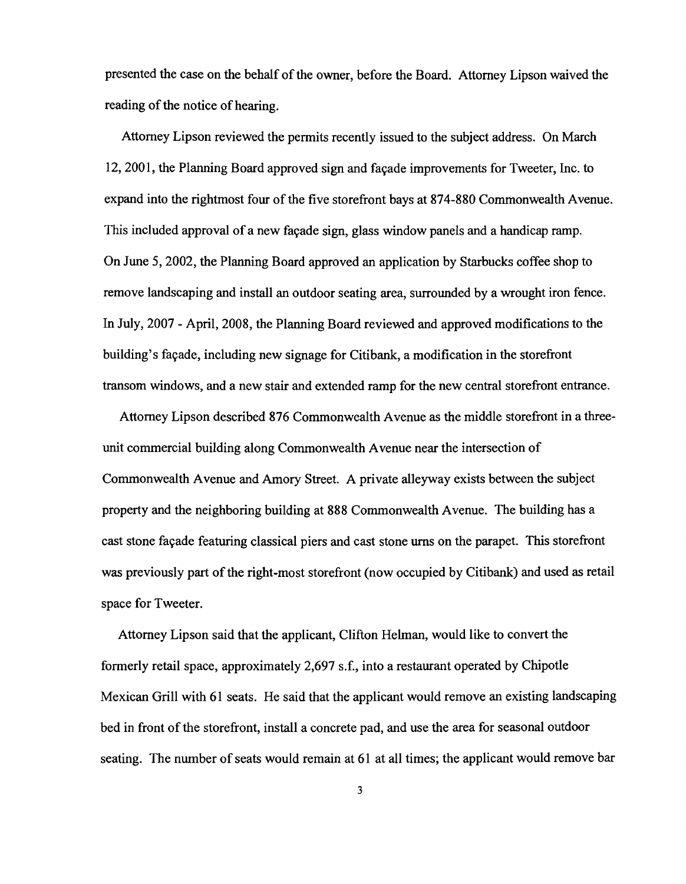presented the case on the behalf of the owner, before the Board. Attorney Lipson waived the reading of the notice of hearing.

Attorney Lipson reviewed the permits recently issued to the subject address. On March 12, 2001, the Planning Board approved sign and façade improvements for Tweeter, Inc. to expand into the rightmost four of the five storefront bays at 874-880 Commonwealth Avenue. This included approval of a new façade sign, glass window panels and a handicap ramp. On June 5, 2002, the Planning Board approved an application by Starbucks coffee shop to remove landscaping and install an outdoor seating area, surrounded by a wrought iron fence. In July, 2007 - April, 2008, the Planning Board reviewed and approved modifications to the building's façade, including new signage for Citibank, a modification in the storefront transom windows, and a new stair and extended ramp for the new central storefront entrance.

Attorney Lipson described 876 Commonwealth Avenue as the middle storefront in a three-unit commercial building along Commonwealth Avenue near the intersection of Commonwealth Avenue and Amory Street. A private alleyway exists between the subject property and the neighboring building at 888 Commonwealth Avenue. The building has a cast stone façade featuring classical piers and cast stone urns on the parapet. This storefront was previously part of the right-most storefront (now occupied by Citibank) and used as retail space for Tweeter.

Attorney Lipson said that the applicant, Clifton Helman, would like to convert the formerly retail space, approximately 2,697 s.f., into a restaurant operated by Chipotle Mexican Grill with 61 seats. He said that the applicant would remove an existing landscaping bed in front of the storefront, install a concrete pad, and use the area for seasonal outdoor seating. The number of seats would remain at 61 at all times; the applicant would remove bar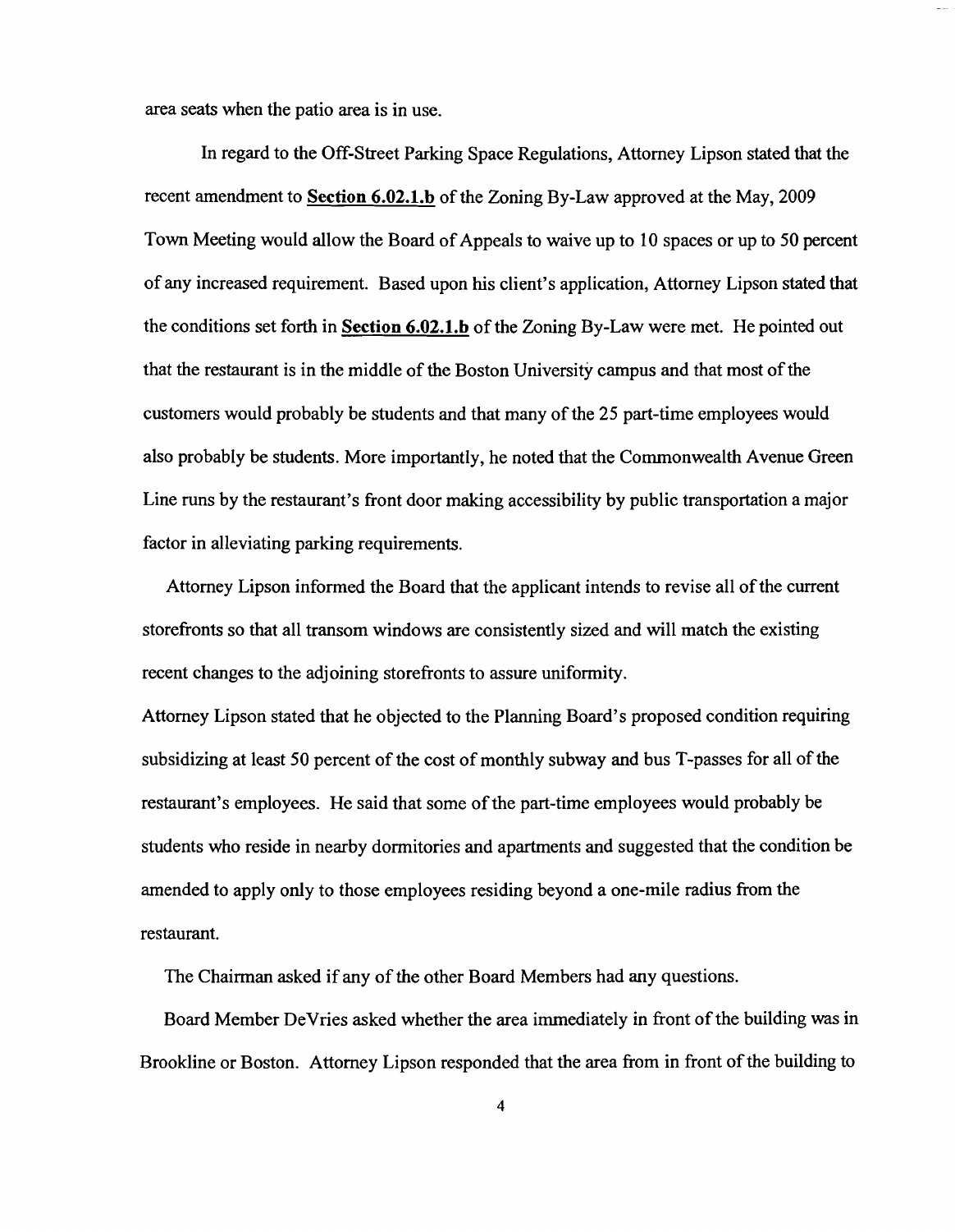area seats when the patio area is in use.

In regard to the Off-Street Parking Space Regulations, Attorney Lipson stated that the recent amendment to **Section 6.02.1.b** of the Zoning By-Law approved at the May, 2009 Town Meeting would allow the Board of Appeals to waive up to 10 spaces or up to 50 percent of any increased requirement. Based upon his client's application, Attorney Lipson stated that the conditions set forth in **Section 6.02.1.b** of the Zoning By-Law were met. He pointed out that the restaurant is in the middle of the Boston University campus and that most of the customers would probably be students and that many of the 25 part-time employees would also probably be students. More importantly, he noted that the Commonwealth Avenue Green Line runs by the restaurant's front door making accessibility by public transportation a major factor in alleviating parking requirements.

Attorney Lipson informed the Board that the applicant intends to revise all of the current storefronts so that all transom windows are consistently sized and will match the existing recent changes to the adjoining storefronts to assure uniformity.

Attorney Lipson stated that he objected to the Planning Board's proposed condition requiring subsidizing at least 50 percent of the cost of monthly subway and bus T-passes for all of the restaurant's employees. He said that some of the part-time employees would probably be students who reside in nearby dormitories and apartments and suggested that the condition be amended to apply only to those employees residing beyond a one-mile radius from the restaurant.

The Chairman asked if any of the other Board Members had any questions.

Board Member DeVries asked whether the area immediately in front of the building was in Brookline or Boston. Attorney Lipson responded that the area from in front of the building to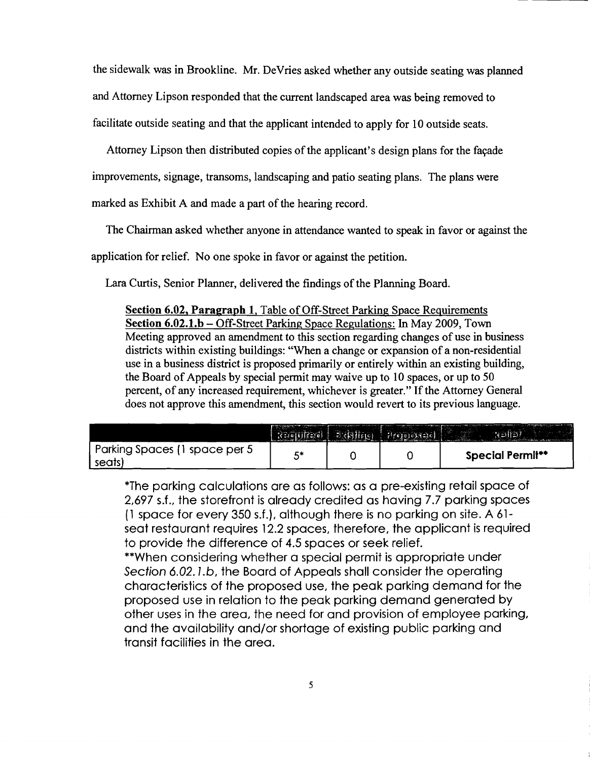the sidewalk was in Brookline. Mr. DeVries asked whether any outside seating was planned and Attorney Lipson responded that the current landscaped area was being removed to facilitate outside seating and that the applicant intended to apply for 10 outside seats.

Attorney Lipson then distributed copies of the applicant's design plans for the façade improvements, signage, transoms, landscaping and patio seating plans. The plans were marked as Exhibit A and made a part of the hearing record.

The Chairman asked whether anyone in attendance wanted to speak in favor or against the application for relief. No one spoke in favor or against the petition.

Lara Curtis, Senior Planner, delivered the findings of the Planning Board.

> **Section 6.02, Paragraph 1**, Table of Off-Street Parking Space Requirements
> **Section 6.02.1.b** – Off-Street Parking Space Regulations: In May 2009, Town Meeting approved an amendment to this section regarding changes of use in business districts within existing buildings: "When a change or expansion of a non-residential use in a business district is proposed primarily or entirely within an existing building, the Board of Appeals by special permit may waive up to 10 spaces, or up to 50 percent, of any increased requirement, whichever is greater." If the Attorney General does not approve this amendment, this section would revert to its previous language.
>
> | | Required | Existing | Proposed | Relief |
> |---|---|---|---|---|
> | Parking Spaces (1 space per 5 seats) | 5* | 0 | 0 | **Special Permit**** |
>
> *The parking calculations are as follows: as a pre-existing retail space of 2,697 s.f., the storefront is already credited as having 7.7 parking spaces (1 space for every 350 s.f.), although there is no parking on site. A 61-seat restaurant requires 12.2 spaces, therefore, the applicant is required to provide the difference of 4.5 spaces or seek relief.
> **When considering whether a special permit is appropriate under *Section 6.02.1.b*, the Board of Appeals shall consider the operating characteristics of the proposed use, the peak parking demand for the proposed use in relation to the peak parking demand generated by other uses in the area, the need for and provision of employee parking, and the availability and/or shortage of existing public parking and transit facilities in the area.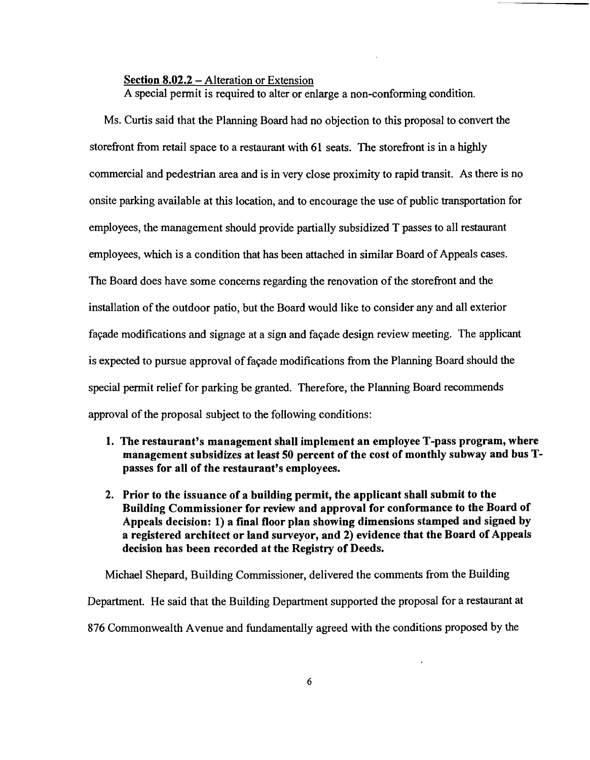**Section 8.02.2** – Alteration or Extension
A special permit is required to alter or enlarge a non-conforming condition.

Ms. Curtis said that the Planning Board had no objection to this proposal to convert the storefront from retail space to a restaurant with 61 seats. The storefront is in a highly commercial and pedestrian area and is in very close proximity to rapid transit. As there is no onsite parking available at this location, and to encourage the use of public transportation for employees, the management should provide partially subsidized T passes to all restaurant employees, which is a condition that has been attached in similar Board of Appeals cases. The Board does have some concerns regarding the renovation of the storefront and the installation of the outdoor patio, but the Board would like to consider any and all exterior façade modifications and signage at a sign and façade design review meeting. The applicant is expected to pursue approval of façade modifications from the Planning Board should the special permit relief for parking be granted. Therefore, the Planning Board recommends approval of the proposal subject to the following conditions:

1. **The restaurant's management shall implement an employee T-pass program, where management subsidizes at least 50 percent of the cost of monthly subway and bus T-passes for all of the restaurant's employees.**

2. **Prior to the issuance of a building permit, the applicant shall submit to the Building Commissioner for review and approval for conformance to the Board of Appeals decision: 1) a final floor plan showing dimensions stamped and signed by a registered architect or land surveyor, and 2) evidence that the Board of Appeals decision has been recorded at the Registry of Deeds.**

Michael Shepard, Building Commissioner, delivered the comments from the Building Department. He said that the Building Department supported the proposal for a restaurant at 876 Commonwealth Avenue and fundamentally agreed with the conditions proposed by the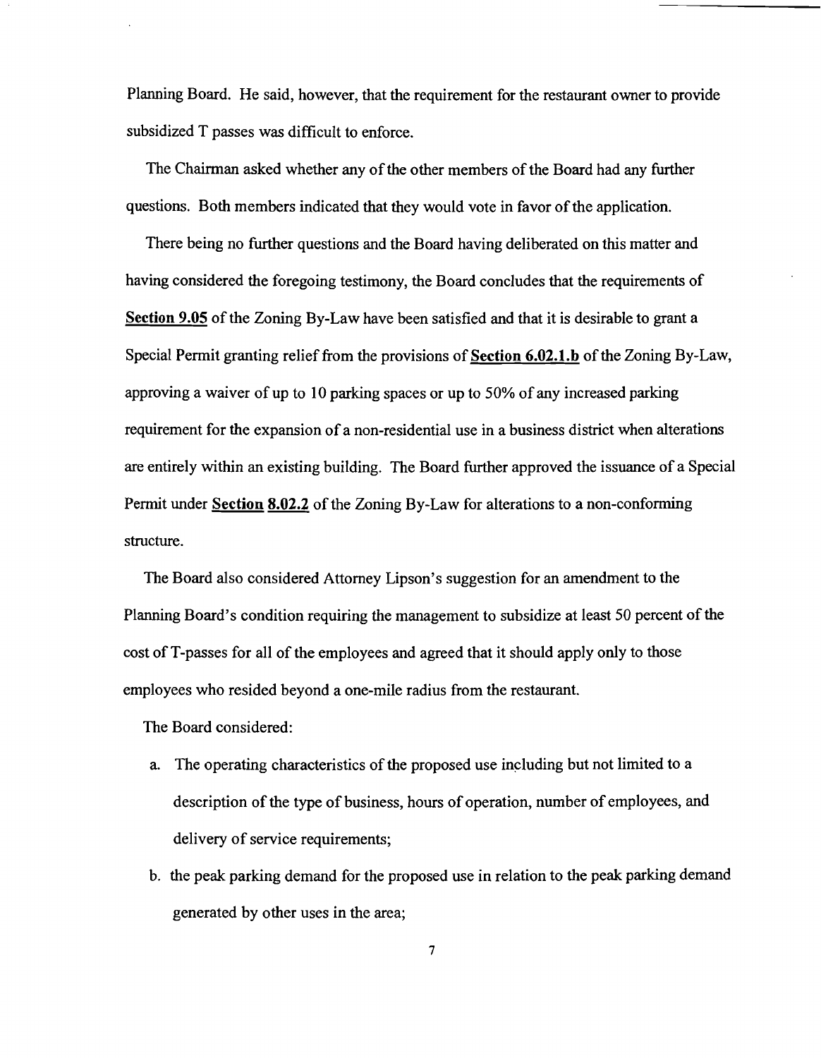Planning Board. He said, however, that the requirement for the restaurant owner to provide subsidized T passes was difficult to enforce.

The Chairman asked whether any of the other members of the Board had any further questions. Both members indicated that they would vote in favor of the application.

There being no further questions and the Board having deliberated on this matter and having considered the foregoing testimony, the Board concludes that the requirements of **Section 9.05** of the Zoning By-Law have been satisfied and that it is desirable to grant a Special Permit granting relief from the provisions of **Section 6.02.1.b** of the Zoning By-Law, approving a waiver of up to 10 parking spaces or up to 50% of any increased parking requirement for the expansion of a non-residential use in a business district when alterations are entirely within an existing building. The Board further approved the issuance of a Special Permit under **Section 8.02.2** of the Zoning By-Law for alterations to a non-conforming structure.

The Board also considered Attorney Lipson's suggestion for an amendment to the Planning Board's condition requiring the management to subsidize at least 50 percent of the cost of T-passes for all of the employees and agreed that it should apply only to those employees who resided beyond a one-mile radius from the restaurant.

The Board considered:

a. The operating characteristics of the proposed use including but not limited to a description of the type of business, hours of operation, number of employees, and delivery of service requirements;

b. the peak parking demand for the proposed use in relation to the peak parking demand generated by other uses in the area;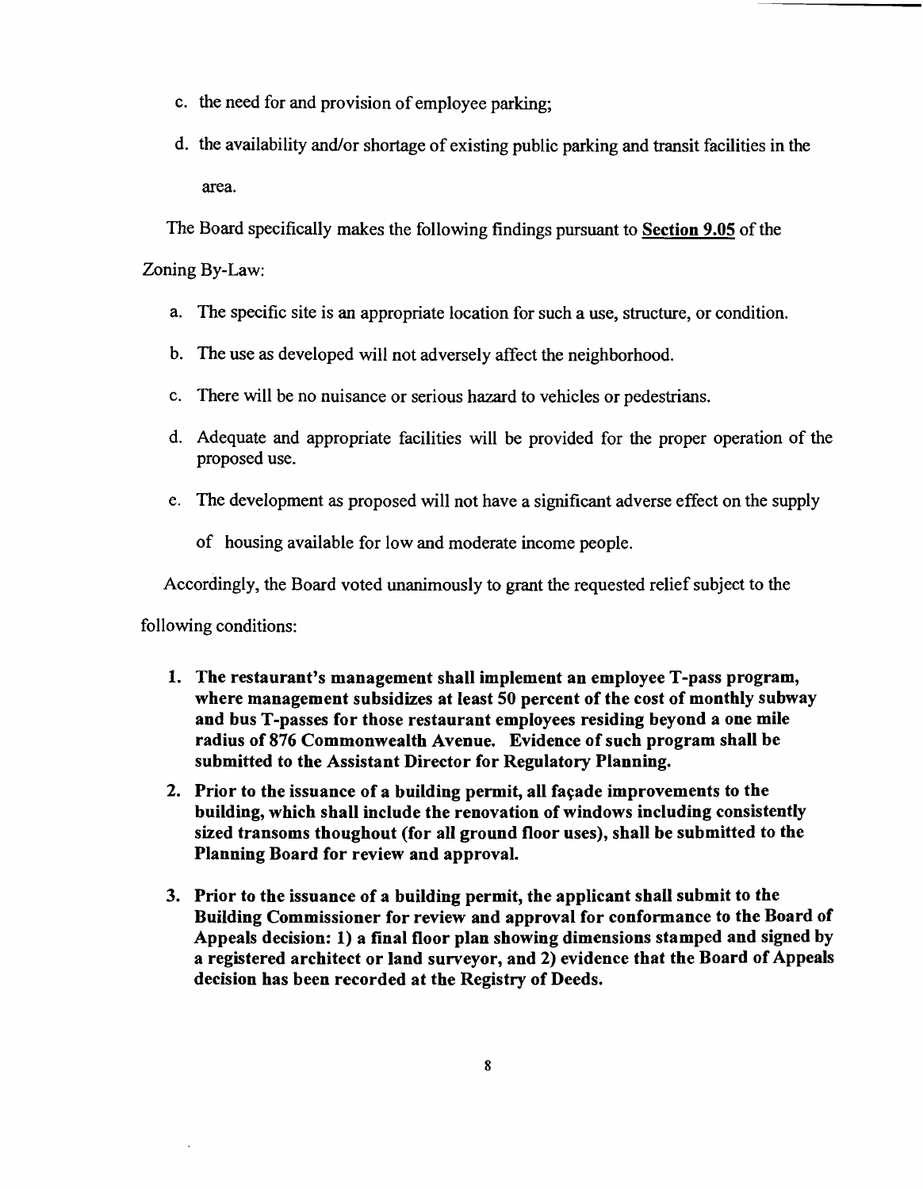c. the need for and provision of employee parking;

d. the availability and/or shortage of existing public parking and transit facilities in the area.

The Board specifically makes the following findings pursuant to **Section 9.05** of the Zoning By-Law:

a. The specific site is an appropriate location for such a use, structure, or condition.

b. The use as developed will not adversely affect the neighborhood.

c. There will be no nuisance or serious hazard to vehicles or pedestrians.

d. Adequate and appropriate facilities will be provided for the proper operation of the proposed use.

e. The development as proposed will not have a significant adverse effect on the supply of housing available for low and moderate income people.

Accordingly, the Board voted unanimously to grant the requested relief subject to the following conditions:

1. **The restaurant's management shall implement an employee T-pass program, where management subsidizes at least 50 percent of the cost of monthly subway and bus T-passes for those restaurant employees residing beyond a one mile radius of 876 Commonwealth Avenue. Evidence of such program shall be submitted to the Assistant Director for Regulatory Planning.**

2. **Prior to the issuance of a building permit, all façade improvements to the building, which shall include the renovation of windows including consistently sized transoms thoughout (for all ground floor uses), shall be submitted to the Planning Board for review and approval.**

3. **Prior to the issuance of a building permit, the applicant shall submit to the Building Commissioner for review and approval for conformance to the Board of Appeals decision: 1) a final floor plan showing dimensions stamped and signed by a registered architect or land surveyor, and 2) evidence that the Board of Appeals decision has been recorded at the Registry of Deeds.**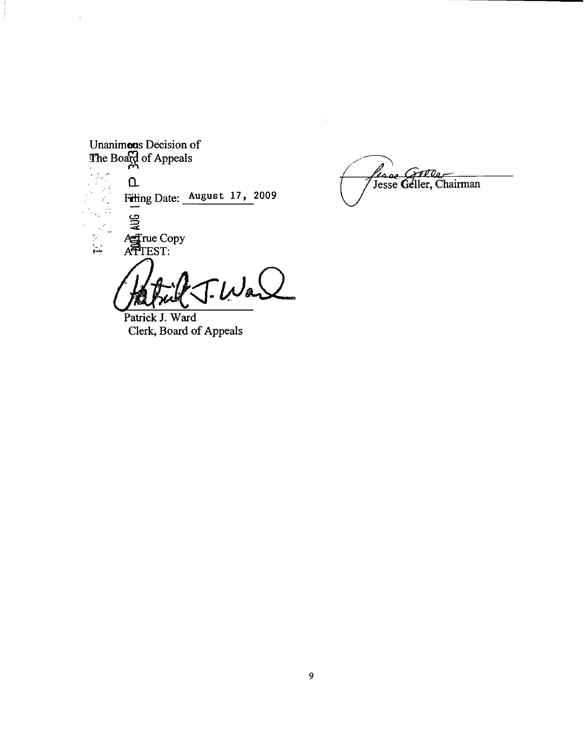Unanimous Decision of
The Board of Appeals

Filing Date: August 17, 2009

A True Copy
ATTEST:

Patrick J. Ward
Clerk, Board of Appeals

Jesse Geller, Chairman